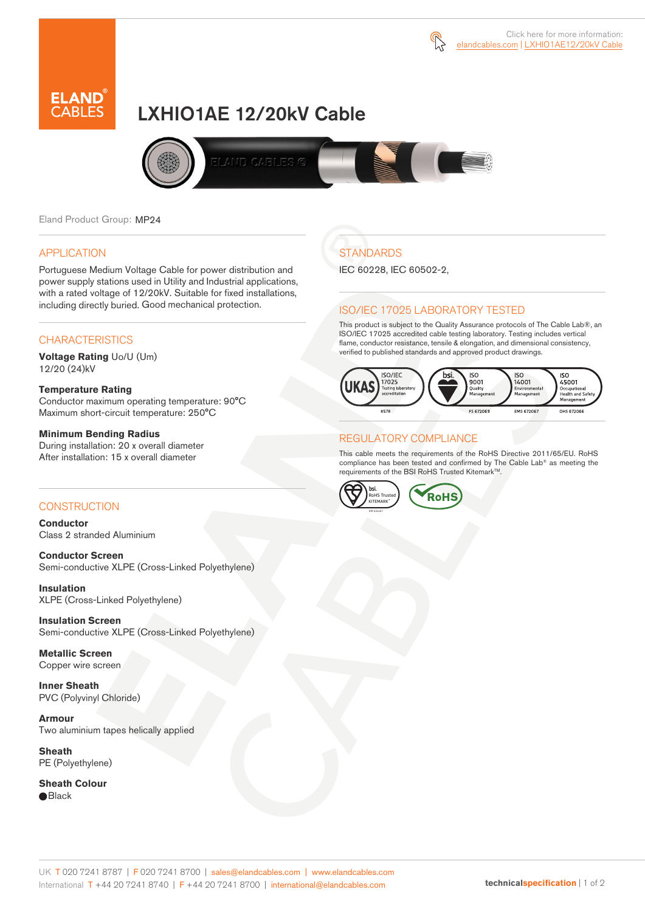Click here for more information: elandcables.com | LXHIO1AE12/20kV Cable

# LXHIO1AE 12/20kV Cable

Eland Product Group: MP24

## APPLICATION

Portuguese Medium Voltage Cable for power distribution and power supply stations used in Utility and Industrial applications, with a rated voltage of 12/20kV. Suitable for fixed installations, including directly buried. Good mechanical protection.

## CHARACTERISTICS

**Voltage Rating** Uo/U (Um)
12/20 (24)kV

**Temperature Rating**
Conductor maximum operating temperature: 90°C
Maximum short-circuit temperature: 250°C

**Minimum Bending Radius**
During installation: 20 x overall diameter
After installation: 15 x overall diameter

## CONSTRUCTION

**Conductor**
Class 2 stranded Aluminium

**Conductor Screen**
Semi-conductive XLPE (Cross-Linked Polyethylene)

**Insulation**
XLPE (Cross-Linked Polyethylene)

**Insulation Screen**
Semi-conductive XLPE (Cross-Linked Polyethylene)

**Metallic Screen**
Copper wire screen

**Inner Sheath**
PVC (Polyvinyl Chloride)

**Armour**
Two aluminium tapes helically applied

**Sheath**
PE (Polyethylene)

**Sheath Colour**
Black

## STANDARDS

IEC 60228, IEC 60502-2,

## ISO/IEC 17025 LABORATORY TESTED

This product is subject to the Quality Assurance protocols of The Cable Lab®, an ISO/IEC 17025 accredited cable testing laboratory. Testing includes vertical flame, conductor resistance, tensile & elongation, and dimensional consistency, verified to published standards and approved product drawings.

UKAS ISO/IEC 17025 Testing laboratory accreditation 8578 | bsi. ISO 9001 Quality Management FS 672069 | ISO 14001 Environmental Management EMS 672067 | ISO 45001 Occupational Health and Safety Management OHS 672066

## REGULATORY COMPLIANCE

This cable meets the requirements of the RoHS Directive 2011/65/EU. RoHS compliance has been tested and confirmed by The Cable Lab® as meeting the requirements of the BSI RoHS Trusted Kitemark™.

bsi. RoHS Trusted KITEMARK™ | RoHS

UK T 020 7241 8787 | F 020 7241 8700 | sales@elandcables.com | www.elandcables.com
International T +44 20 7241 8740 | F +44 20 7241 8700 | international@elandcables.com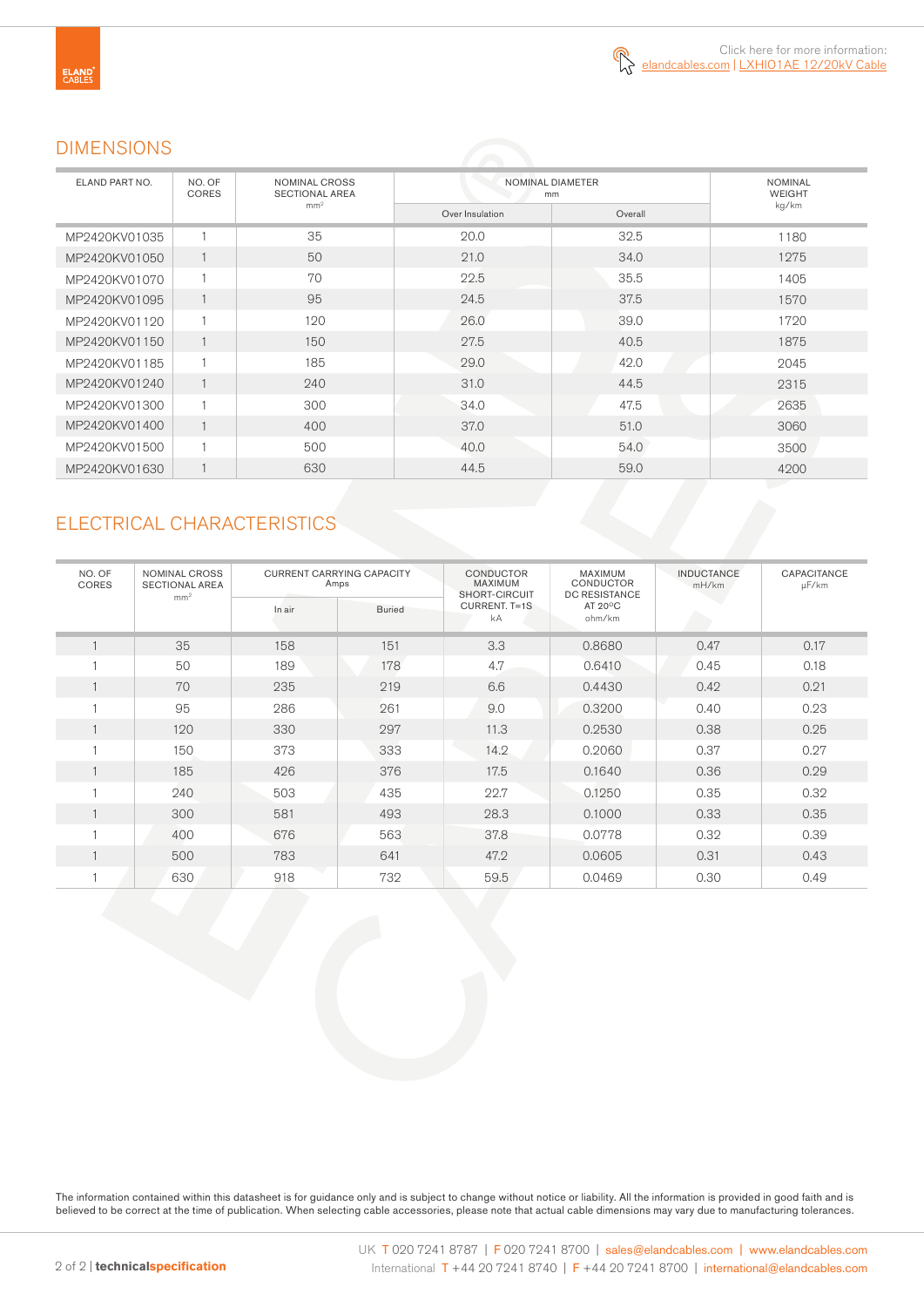Click here for more information: elandcables.com | LXHIO1AE 12/20kV Cable

## DIMENSIONS

| ELAND PART NO. | NO. OF CORES | NOMINAL CROSS SECTIONAL AREA mm² | NOMINAL DIAMETER mm | | NOMINAL WEIGHT kg/km |
|---|---|---|---|---|---|
| | | | Over Insulation | Overall | |
| MP2420KV01035 | 1 | 35 | 20.0 | 32.5 | 1180 |
| MP2420KV01050 | 1 | 50 | 21.0 | 34.0 | 1275 |
| MP2420KV01070 | 1 | 70 | 22.5 | 35.5 | 1405 |
| MP2420KV01095 | 1 | 95 | 24.5 | 37.5 | 1570 |
| MP2420KV01120 | 1 | 120 | 26.0 | 39.0 | 1720 |
| MP2420KV01150 | 1 | 150 | 27.5 | 40.5 | 1875 |
| MP2420KV01185 | 1 | 185 | 29.0 | 42.0 | 2045 |
| MP2420KV01240 | 1 | 240 | 31.0 | 44.5 | 2315 |
| MP2420KV01300 | 1 | 300 | 34.0 | 47.5 | 2635 |
| MP2420KV01400 | 1 | 400 | 37.0 | 51.0 | 3060 |
| MP2420KV01500 | 1 | 500 | 40.0 | 54.0 | 3500 |
| MP2420KV01630 | 1 | 630 | 44.5 | 59.0 | 4200 |

## ELECTRICAL CHARACTERISTICS

| NO. OF CORES | NOMINAL CROSS SECTIONAL AREA mm² | CURRENT CARRYING CAPACITY Amps | | CONDUCTOR MAXIMUM SHORT-CIRCUIT CURRENT. T=1S kA | MAXIMUM CONDUCTOR DC RESISTANCE AT 20°C ohm/km | INDUCTANCE mH/km | CAPACITANCE µF/km |
|---|---|---|---|---|---|---|---|
| | | In air | Buried | | | | |
| 1 | 35 | 158 | 151 | 3.3 | 0.8680 | 0.47 | 0.17 |
| 1 | 50 | 189 | 178 | 4.7 | 0.6410 | 0.45 | 0.18 |
| 1 | 70 | 235 | 219 | 6.6 | 0.4430 | 0.42 | 0.21 |
| 1 | 95 | 286 | 261 | 9.0 | 0.3200 | 0.40 | 0.23 |
| 1 | 120 | 330 | 297 | 11.3 | 0.2530 | 0.38 | 0.25 |
| 1 | 150 | 373 | 333 | 14.2 | 0.2060 | 0.37 | 0.27 |
| 1 | 185 | 426 | 376 | 17.5 | 0.1640 | 0.36 | 0.29 |
| 1 | 240 | 503 | 435 | 22.7 | 0.1250 | 0.35 | 0.32 |
| 1 | 300 | 581 | 493 | 28.3 | 0.1000 | 0.33 | 0.35 |
| 1 | 400 | 676 | 563 | 37.8 | 0.0778 | 0.32 | 0.39 |
| 1 | 500 | 783 | 641 | 47.2 | 0.0605 | 0.31 | 0.43 |
| 1 | 630 | 918 | 732 | 59.5 | 0.0469 | 0.30 | 0.49 |

The information contained within this datasheet is for guidance only and is subject to change without notice or liability. All the information is provided in good faith and is believed to be correct at the time of publication. When selecting cable accessories, please note that actual cable dimensions may vary due to manufacturing tolerances.

UK T 020 7241 8787 | F 020 7241 8700 | sales@elandcables.com | www.elandcables.com
International T +44 20 7241 8740 | F +44 20 7241 8700 | international@elandcables.com